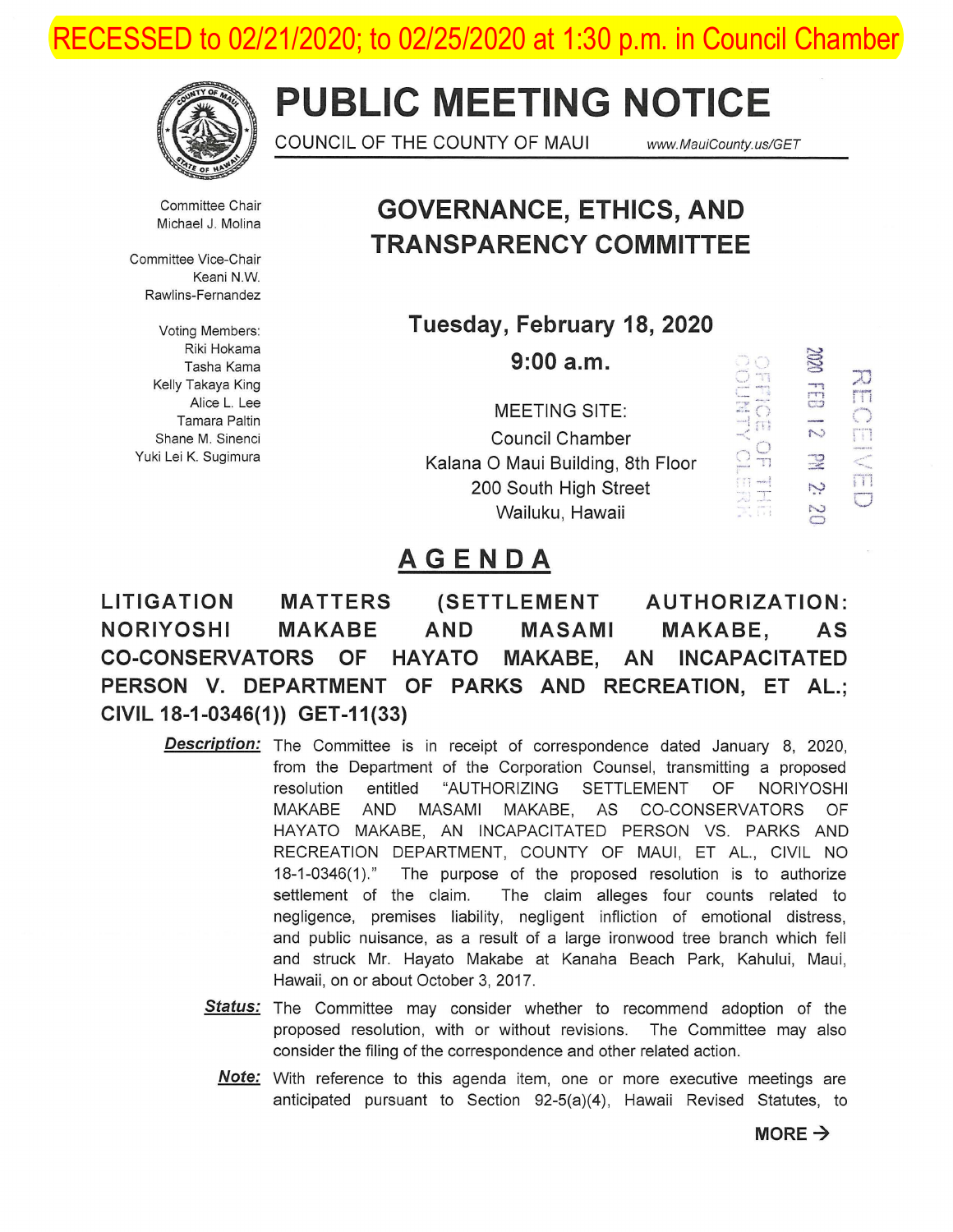RECESSED to 02/21/2020; to 02/25/2020 at 1:30 p.m. in Council Chamber

# PUBLIC MEETING NOTICE

COUNCIL OF THE COUNTY OF MAUI www.MauiCounty.us/GET

Committee Chair
Michael J. Molina

Committee Vice-Chair
Keani N.W. Rawlins-Fernandez

Voting Members:
Riki Hokama
Tasha Kama
Kelly Takaya King
Alice L. Lee
Tamara Paltin
Shane M. Sinenci
Yuki Lei K. Sugimura

## GOVERNANCE, ETHICS, AND TRANSPARENCY COMMITTEE

**Tuesday, February 18, 2020**

**9:00 a.m.**

MEETING SITE:
Council Chamber
Kalana O Maui Building, 8th Floor
200 South High Street
Wailuku, Hawaii

RECEIVED
2020 FEB 12 PM 2:20
OFFICE OF THE COUNTY CLERK

## AGENDA

### LITIGATION MATTERS (SETTLEMENT AUTHORIZATION: NORIYOSHI MAKABE AND MASAMI MAKABE, AS CO-CONSERVATORS OF HAYATO MAKABE, AN INCAPACITATED PERSON V. DEPARTMENT OF PARKS AND RECREATION, ET AL.; CIVIL 18-1-0346(1)) GET-11(33)

***Description:*** The Committee is in receipt of correspondence dated January 8, 2020, from the Department of the Corporation Counsel, transmitting a proposed resolution entitled "AUTHORIZING SETTLEMENT OF NORIYOSHI MAKABE AND MASAMI MAKABE, AS CO-CONSERVATORS OF HAYATO MAKABE, AN INCAPACITATED PERSON VS. PARKS AND RECREATION DEPARTMENT, COUNTY OF MAUI, ET AL., CIVIL NO 18-1-0346(1)." The purpose of the proposed resolution is to authorize settlement of the claim. The claim alleges four counts related to negligence, premises liability, negligent infliction of emotional distress, and public nuisance, as a result of a large ironwood tree branch which fell and struck Mr. Hayato Makabe at Kanaha Beach Park, Kahului, Maui, Hawaii, on or about October 3, 2017.

***Status:*** The Committee may consider whether to recommend adoption of the proposed resolution, with or without revisions. The Committee may also consider the filing of the correspondence and other related action.

***Note:*** With reference to this agenda item, one or more executive meetings are anticipated pursuant to Section 92-5(a)(4), Hawaii Revised Statutes, to

**MORE →**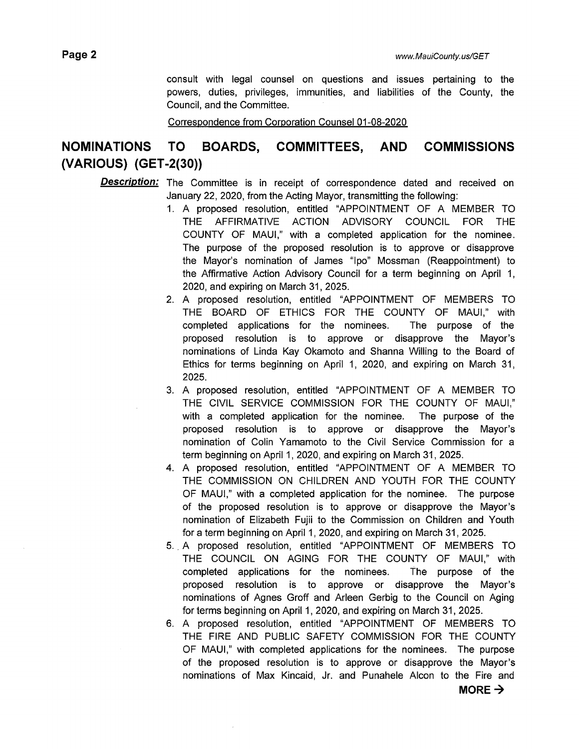consult with legal counsel on questions and issues pertaining to the powers, duties, privileges, immunities, and liabilities of the County, the Council, and the Committee.

Correspondence from Corporation Counsel 01-08-2020

## NOMINATIONS TO BOARDS, COMMITTEES, AND COMMISSIONS (VARIOUS) (GET-2(30))

***Description:*** The Committee is in receipt of correspondence dated and received on January 22, 2020, from the Acting Mayor, transmitting the following:

1. A proposed resolution, entitled "APPOINTMENT OF A MEMBER TO THE AFFIRMATIVE ACTION ADVISORY COUNCIL FOR THE COUNTY OF MAUI," with a completed application for the nominee. The purpose of the proposed resolution is to approve or disapprove the Mayor's nomination of James "Ipo" Mossman (Reappointment) to the Affirmative Action Advisory Council for a term beginning on April 1, 2020, and expiring on March 31, 2025.
2. A proposed resolution, entitled "APPOINTMENT OF MEMBERS TO THE BOARD OF ETHICS FOR THE COUNTY OF MAUI," with completed applications for the nominees. The purpose of the proposed resolution is to approve or disapprove the Mayor's nominations of Linda Kay Okamoto and Shanna Willing to the Board of Ethics for terms beginning on April 1, 2020, and expiring on March 31, 2025.
3. A proposed resolution, entitled "APPOINTMENT OF A MEMBER TO THE CIVIL SERVICE COMMISSION FOR THE COUNTY OF MAUI," with a completed application for the nominee. The purpose of the proposed resolution is to approve or disapprove the Mayor's nomination of Colin Yamamoto to the Civil Service Commission for a term beginning on April 1, 2020, and expiring on March 31, 2025.
4. A proposed resolution, entitled "APPOINTMENT OF A MEMBER TO THE COMMISSION ON CHILDREN AND YOUTH FOR THE COUNTY OF MAUI," with a completed application for the nominee. The purpose of the proposed resolution is to approve or disapprove the Mayor's nomination of Elizabeth Fujii to the Commission on Children and Youth for a term beginning on April 1, 2020, and expiring on March 31, 2025.
5. A proposed resolution, entitled "APPOINTMENT OF MEMBERS TO THE COUNCIL ON AGING FOR THE COUNTY OF MAUI," with completed applications for the nominees. The purpose of the proposed resolution is to approve or disapprove the Mayor's nominations of Agnes Groff and Arleen Gerbig to the Council on Aging for terms beginning on April 1, 2020, and expiring on March 31, 2025.
6. A proposed resolution, entitled "APPOINTMENT OF MEMBERS TO THE FIRE AND PUBLIC SAFETY COMMISSION FOR THE COUNTY OF MAUI," with completed applications for the nominees. The purpose of the proposed resolution is to approve or disapprove the Mayor's nominations of Max Kincaid, Jr. and Punahele Alcon to the Fire and

**MORE →**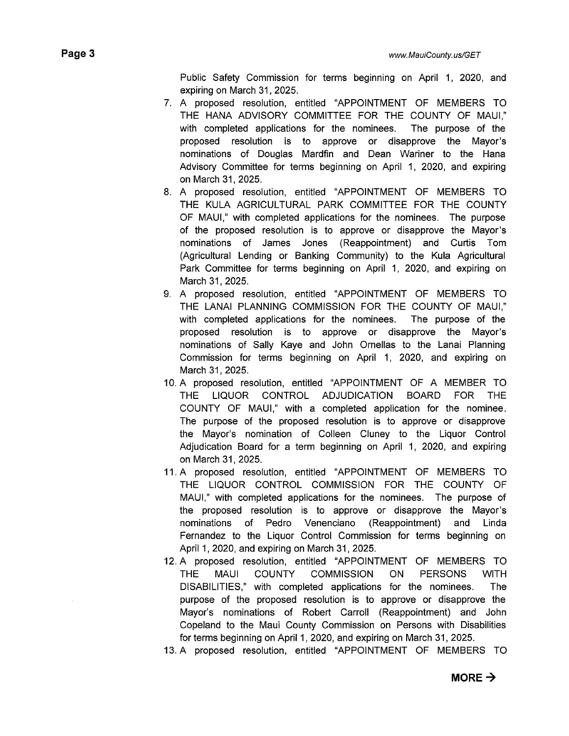Public Safety Commission for terms beginning on April 1, 2020, and expiring on March 31, 2025.

7. A proposed resolution, entitled "APPOINTMENT OF MEMBERS TO THE HANA ADVISORY COMMITTEE FOR THE COUNTY OF MAUI," with completed applications for the nominees. The purpose of the proposed resolution is to approve or disapprove the Mayor's nominations of Douglas Mardfin and Dean Wariner to the Hana Advisory Committee for terms beginning on April 1, 2020, and expiring on March 31, 2025.
8. A proposed resolution, entitled "APPOINTMENT OF MEMBERS TO THE KULA AGRICULTURAL PARK COMMITTEE FOR THE COUNTY OF MAUI," with completed applications for the nominees. The purpose of the proposed resolution is to approve or disapprove the Mayor's nominations of James Jones (Reappointment) and Curtis Tom (Agricultural Lending or Banking Community) to the Kula Agricultural Park Committee for terms beginning on April 1, 2020, and expiring on March 31, 2025.
9. A proposed resolution, entitled "APPOINTMENT OF MEMBERS TO THE LANAI PLANNING COMMISSION FOR THE COUNTY OF MAUI," with completed applications for the nominees. The purpose of the proposed resolution is to approve or disapprove the Mayor's nominations of Sally Kaye and John Ornellas to the Lanai Planning Commission for terms beginning on April 1, 2020, and expiring on March 31, 2025.
10. A proposed resolution, entitled "APPOINTMENT OF A MEMBER TO THE LIQUOR CONTROL ADJUDICATION BOARD FOR THE COUNTY OF MAUI," with a completed application for the nominee. The purpose of the proposed resolution is to approve or disapprove the Mayor's nomination of Colleen Cluney to the Liquor Control Adjudication Board for a term beginning on April 1, 2020, and expiring on March 31, 2025.
11. A proposed resolution, entitled "APPOINTMENT OF MEMBERS TO THE LIQUOR CONTROL COMMISSION FOR THE COUNTY OF MAUI," with completed applications for the nominees. The purpose of the proposed resolution is to approve or disapprove the Mayor's nominations of Pedro Venenciano (Reappointment) and Linda Fernandez to the Liquor Control Commission for terms beginning on April 1, 2020, and expiring on March 31, 2025.
12. A proposed resolution, entitled "APPOINTMENT OF MEMBERS TO THE MAUI COUNTY COMMISSION ON PERSONS WITH DISABILITIES," with completed applications for the nominees. The purpose of the proposed resolution is to approve or disapprove the Mayor's nominations of Robert Carroll (Reappointment) and John Copeland to the Maui County Commission on Persons with Disabilities for terms beginning on April 1, 2020, and expiring on March 31, 2025.
13. A proposed resolution, entitled "APPOINTMENT OF MEMBERS TO

**MORE →**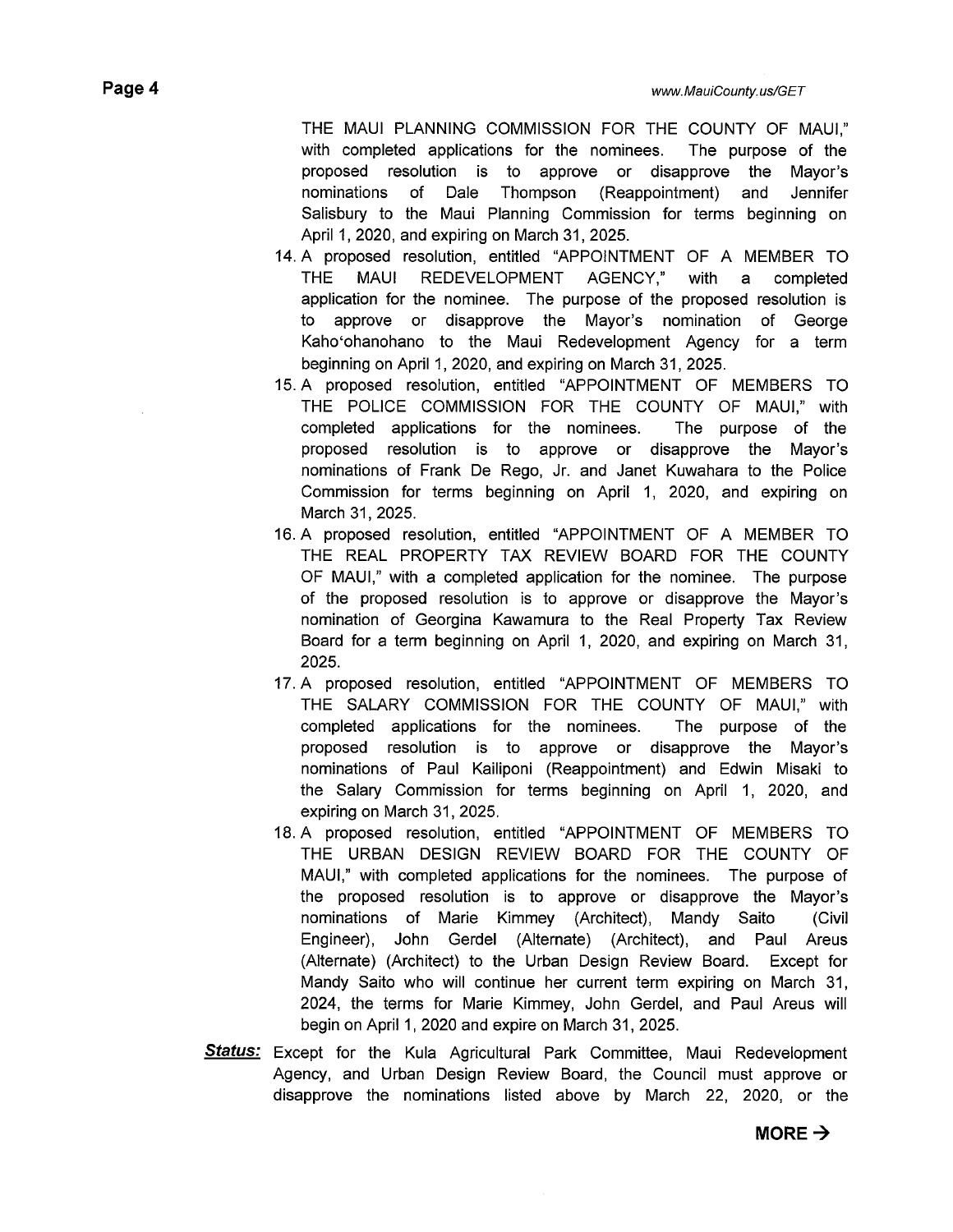THE MAUI PLANNING COMMISSION FOR THE COUNTY OF MAUI," with completed applications for the nominees. The purpose of the proposed resolution is to approve or disapprove the Mayor's nominations of Dale Thompson (Reappointment) and Jennifer Salisbury to the Maui Planning Commission for terms beginning on April 1, 2020, and expiring on March 31, 2025.

14. A proposed resolution, entitled "APPOINTMENT OF A MEMBER TO THE MAUI REDEVELOPMENT AGENCY," with a completed application for the nominee. The purpose of the proposed resolution is to approve or disapprove the Mayor's nomination of George Kaho'ohanohano to the Maui Redevelopment Agency for a term beginning on April 1, 2020, and expiring on March 31, 2025.
15. A proposed resolution, entitled "APPOINTMENT OF MEMBERS TO THE POLICE COMMISSION FOR THE COUNTY OF MAUI," with completed applications for the nominees. The purpose of the proposed resolution is to approve or disapprove the Mayor's nominations of Frank De Rego, Jr. and Janet Kuwahara to the Police Commission for terms beginning on April 1, 2020, and expiring on March 31, 2025.
16. A proposed resolution, entitled "APPOINTMENT OF A MEMBER TO THE REAL PROPERTY TAX REVIEW BOARD FOR THE COUNTY OF MAUI," with a completed application for the nominee. The purpose of the proposed resolution is to approve or disapprove the Mayor's nomination of Georgina Kawamura to the Real Property Tax Review Board for a term beginning on April 1, 2020, and expiring on March 31, 2025.
17. A proposed resolution, entitled "APPOINTMENT OF MEMBERS TO THE SALARY COMMISSION FOR THE COUNTY OF MAUI," with completed applications for the nominees. The purpose of the proposed resolution is to approve or disapprove the Mayor's nominations of Paul Kailiponi (Reappointment) and Edwin Misaki to the Salary Commission for terms beginning on April 1, 2020, and expiring on March 31, 2025.
18. A proposed resolution, entitled "APPOINTMENT OF MEMBERS TO THE URBAN DESIGN REVIEW BOARD FOR THE COUNTY OF MAUI," with completed applications for the nominees. The purpose of the proposed resolution is to approve or disapprove the Mayor's nominations of Marie Kimmey (Architect), Mandy Saito (Civil Engineer), John Gerdel (Alternate) (Architect), and Paul Areus (Alternate) (Architect) to the Urban Design Review Board. Except for Mandy Saito who will continue her current term expiring on March 31, 2024, the terms for Marie Kimmey, John Gerdel, and Paul Areus will begin on April 1, 2020 and expire on March 31, 2025.

***Status:*** Except for the Kula Agricultural Park Committee, Maui Redevelopment Agency, and Urban Design Review Board, the Council must approve or disapprove the nominations listed above by March 22, 2020, or the

**MORE →**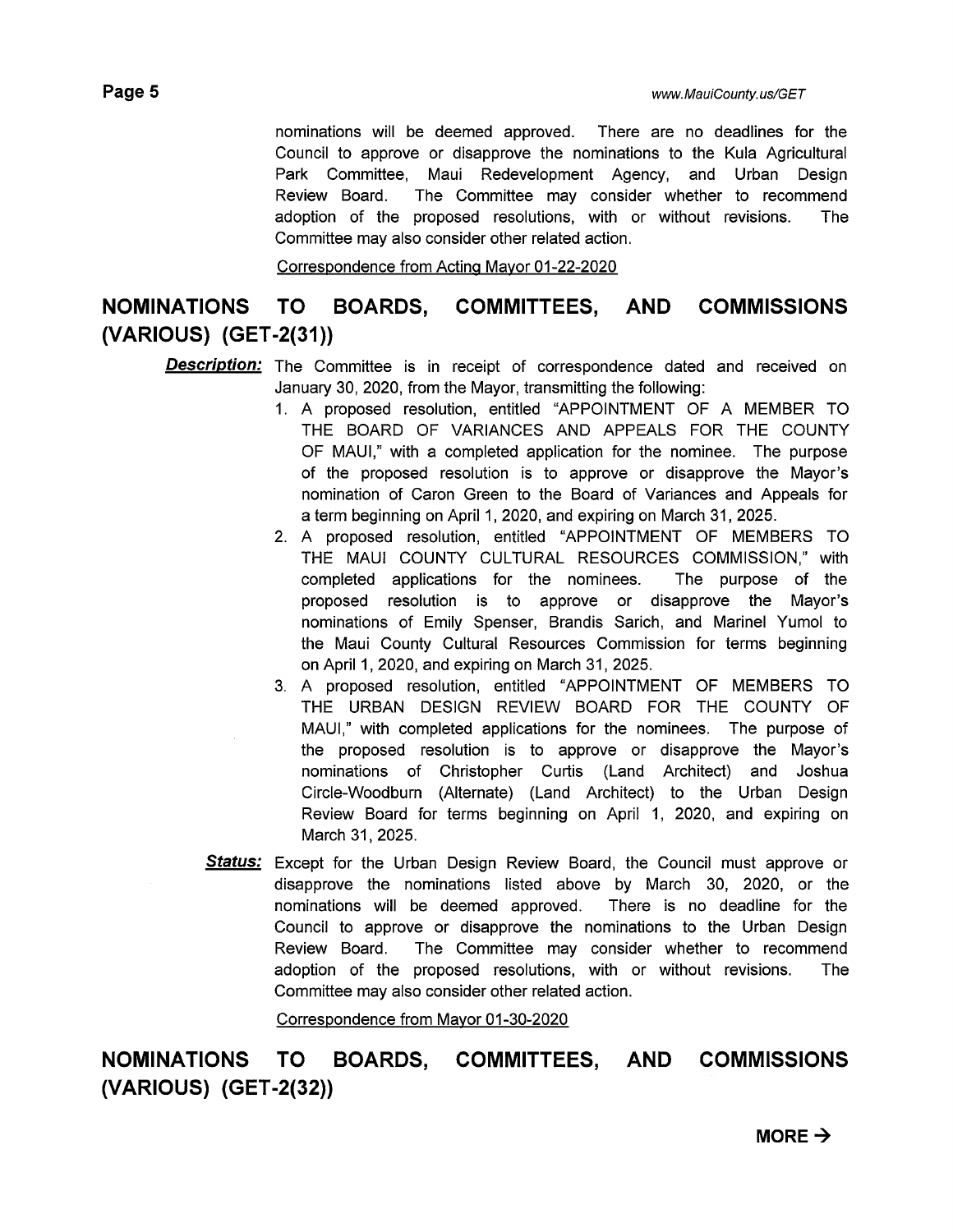nominations will be deemed approved. There are no deadlines for the Council to approve or disapprove the nominations to the Kula Agricultural Park Committee, Maui Redevelopment Agency, and Urban Design Review Board. The Committee may consider whether to recommend adoption of the proposed resolutions, with or without revisions. The Committee may also consider other related action.

Correspondence from Acting Mayor 01-22-2020

## NOMINATIONS TO BOARDS, COMMITTEES, AND COMMISSIONS (VARIOUS) (GET-2(31))

***Description:*** The Committee is in receipt of correspondence dated and received on January 30, 2020, from the Mayor, transmitting the following:

1. A proposed resolution, entitled "APPOINTMENT OF A MEMBER TO THE BOARD OF VARIANCES AND APPEALS FOR THE COUNTY OF MAUI," with a completed application for the nominee. The purpose of the proposed resolution is to approve or disapprove the Mayor's nomination of Caron Green to the Board of Variances and Appeals for a term beginning on April 1, 2020, and expiring on March 31, 2025.
2. A proposed resolution, entitled "APPOINTMENT OF MEMBERS TO THE MAUI COUNTY CULTURAL RESOURCES COMMISSION," with completed applications for the nominees. The purpose of the proposed resolution is to approve or disapprove the Mayor's nominations of Emily Spenser, Brandis Sarich, and Marinel Yumol to the Maui County Cultural Resources Commission for terms beginning on April 1, 2020, and expiring on March 31, 2025.
3. A proposed resolution, entitled "APPOINTMENT OF MEMBERS TO THE URBAN DESIGN REVIEW BOARD FOR THE COUNTY OF MAUI," with completed applications for the nominees. The purpose of the proposed resolution is to approve or disapprove the Mayor's nominations of Christopher Curtis (Land Architect) and Joshua Circle-Woodburn (Alternate) (Land Architect) to the Urban Design Review Board for terms beginning on April 1, 2020, and expiring on March 31, 2025.

***Status:*** Except for the Urban Design Review Board, the Council must approve or disapprove the nominations listed above by March 30, 2020, or the nominations will be deemed approved. There is no deadline for the Council to approve or disapprove the nominations to the Urban Design Review Board. The Committee may consider whether to recommend adoption of the proposed resolutions, with or without revisions. The Committee may also consider other related action.

Correspondence from Mayor 01-30-2020

## NOMINATIONS TO BOARDS, COMMITTEES, AND COMMISSIONS (VARIOUS) (GET-2(32))

**MORE →**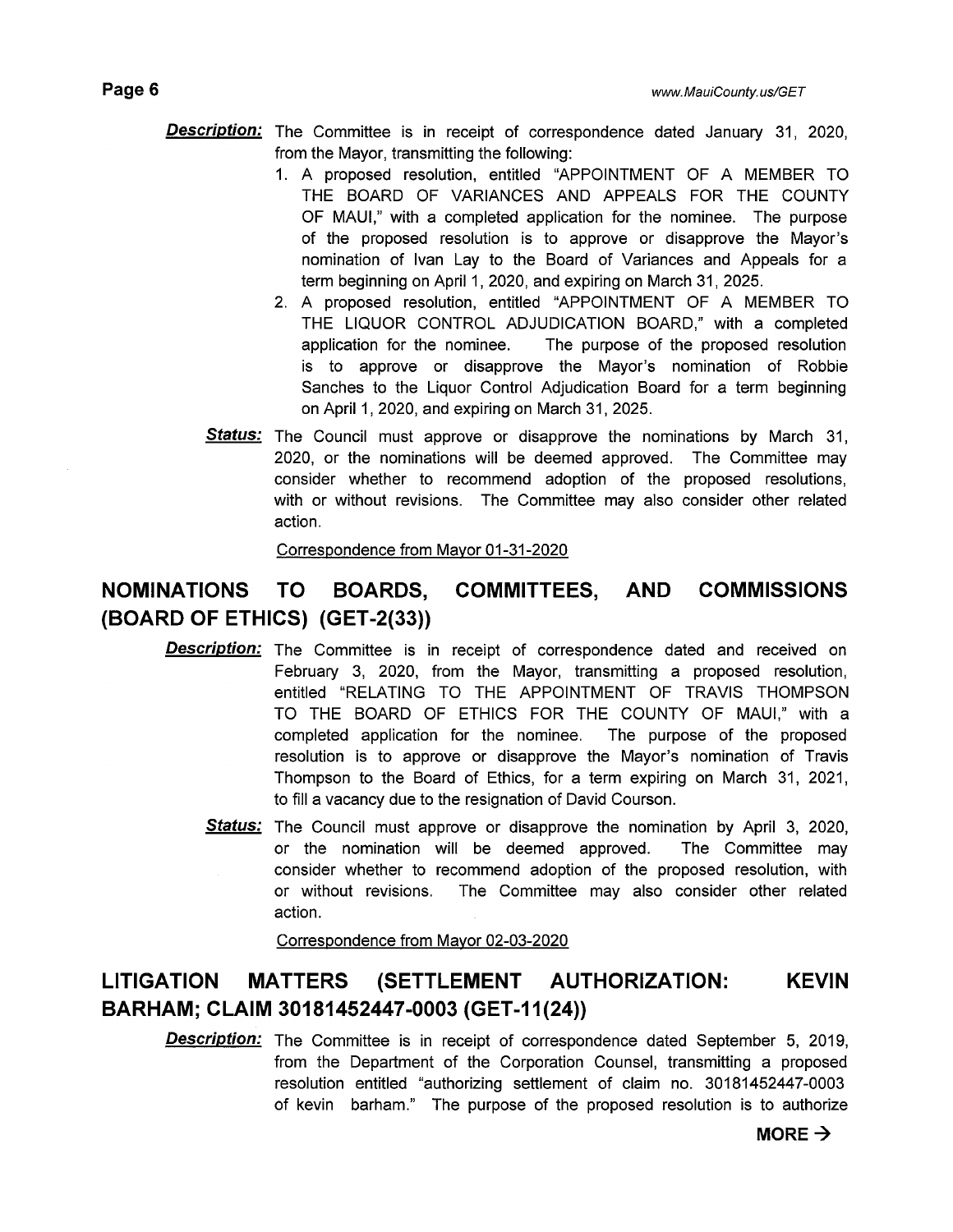**Description:** The Committee is in receipt of correspondence dated January 31, 2020, from the Mayor, transmitting the following:

1. A proposed resolution, entitled "APPOINTMENT OF A MEMBER TO THE BOARD OF VARIANCES AND APPEALS FOR THE COUNTY OF MAUI," with a completed application for the nominee. The purpose of the proposed resolution is to approve or disapprove the Mayor's nomination of Ivan Lay to the Board of Variances and Appeals for a term beginning on April 1, 2020, and expiring on March 31, 2025.
2. A proposed resolution, entitled "APPOINTMENT OF A MEMBER TO THE LIQUOR CONTROL ADJUDICATION BOARD," with a completed application for the nominee. The purpose of the proposed resolution is to approve or disapprove the Mayor's nomination of Robbie Sanches to the Liquor Control Adjudication Board for a term beginning on April 1, 2020, and expiring on March 31, 2025.

**Status:** The Council must approve or disapprove the nominations by March 31, 2020, or the nominations will be deemed approved. The Committee may consider whether to recommend adoption of the proposed resolutions, with or without revisions. The Committee may also consider other related action.

Correspondence from Mayor 01-31-2020

## NOMINATIONS TO BOARDS, COMMITTEES, AND COMMISSIONS (BOARD OF ETHICS) (GET-2(33))

**Description:** The Committee is in receipt of correspondence dated and received on February 3, 2020, from the Mayor, transmitting a proposed resolution, entitled "RELATING TO THE APPOINTMENT OF TRAVIS THOMPSON TO THE BOARD OF ETHICS FOR THE COUNTY OF MAUI," with a completed application for the nominee. The purpose of the proposed resolution is to approve or disapprove the Mayor's nomination of Travis Thompson to the Board of Ethics, for a term expiring on March 31, 2021, to fill a vacancy due to the resignation of David Courson.

**Status:** The Council must approve or disapprove the nomination by April 3, 2020, or the nomination will be deemed approved. The Committee may consider whether to recommend adoption of the proposed resolution, with or without revisions. The Committee may also consider other related action.

Correspondence from Mayor 02-03-2020

## LITIGATION MATTERS (SETTLEMENT AUTHORIZATION: KEVIN BARHAM; CLAIM 30181452447-0003 (GET-11(24))

**Description:** The Committee is in receipt of correspondence dated September 5, 2019, from the Department of the Corporation Counsel, transmitting a proposed resolution entitled "authorizing settlement of claim no. 30181452447-0003 of kevin barham." The purpose of the proposed resolution is to authorize

**MORE →**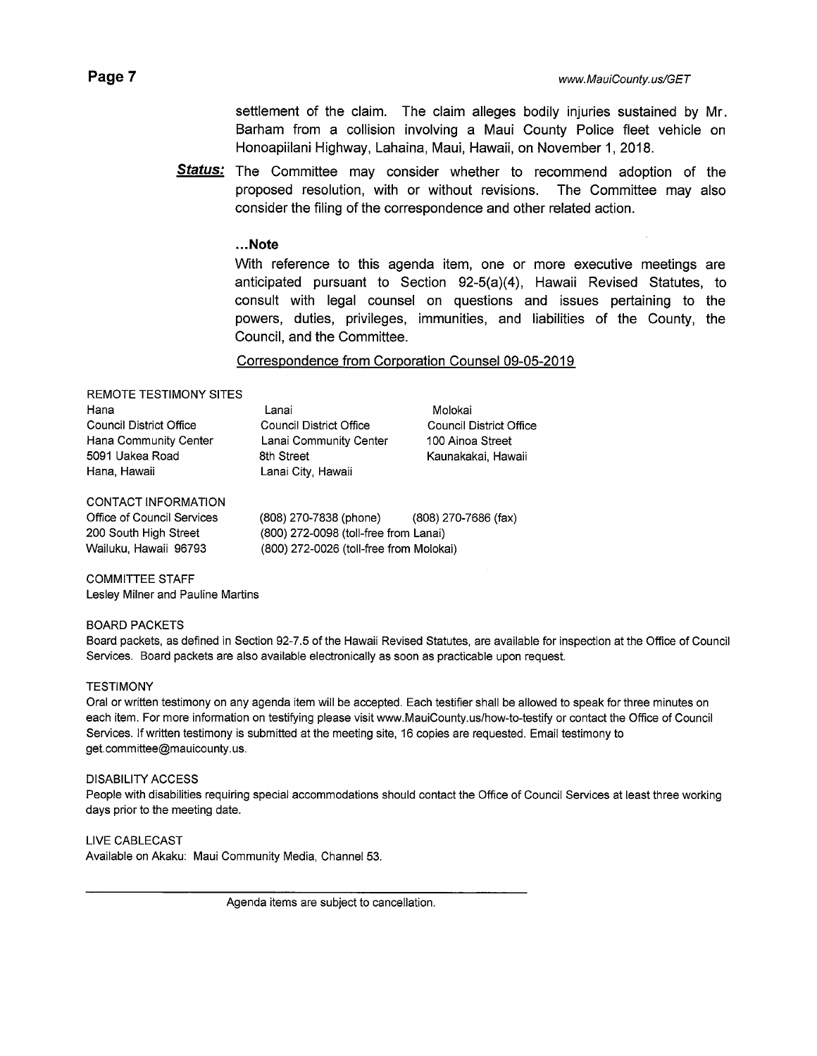settlement of the claim. The claim alleges bodily injuries sustained by Mr. Barham from a collision involving a Maui County Police fleet vehicle on Honoapiilani Highway, Lahaina, Maui, Hawaii, on November 1, 2018.

***Status:*** The Committee may consider whether to recommend adoption of the proposed resolution, with or without revisions. The Committee may also consider the filing of the correspondence and other related action.

**...Note**

With reference to this agenda item, one or more executive meetings are anticipated pursuant to Section 92-5(a)(4), Hawaii Revised Statutes, to consult with legal counsel on questions and issues pertaining to the powers, duties, privileges, immunities, and liabilities of the County, the Council, and the Committee.

Correspondence from Corporation Counsel 09-05-2019

REMOTE TESTIMONY SITES

| | | |
|---|---|---|
| Hana | Lanai | Molokai |
| Council District Office | Council District Office | Council District Office |
| Hana Community Center | Lanai Community Center | 100 Ainoa Street |
| 5091 Uakea Road | 8th Street | Kaunakakai, Hawaii |
| Hana, Hawaii | Lanai City, Hawaii | |

CONTACT INFORMATION

Office of Council Services
200 South High Street
Wailuku, Hawaii 96793

(808) 270-7838 (phone) (808) 270-7686 (fax)
(800) 272-0098 (toll-free from Lanai)
(800) 272-0026 (toll-free from Molokai)

COMMITTEE STAFF

Lesley Milner and Pauline Martins

BOARD PACKETS

Board packets, as defined in Section 92-7.5 of the Hawaii Revised Statutes, are available for inspection at the Office of Council Services. Board packets are also available electronically as soon as practicable upon request.

TESTIMONY

Oral or written testimony on any agenda item will be accepted. Each testifier shall be allowed to speak for three minutes on each item. For more information on testifying please visit www.MauiCounty.us/how-to-testify or contact the Office of Council Services. If written testimony is submitted at the meeting site, 16 copies are requested. Email testimony to get.committee@mauicounty.us.

DISABILITY ACCESS

People with disabilities requiring special accommodations should contact the Office of Council Services at least three working days prior to the meeting date.

LIVE CABLECAST

Available on Akaku: Maui Community Media, Channel 53.

Agenda items are subject to cancellation.